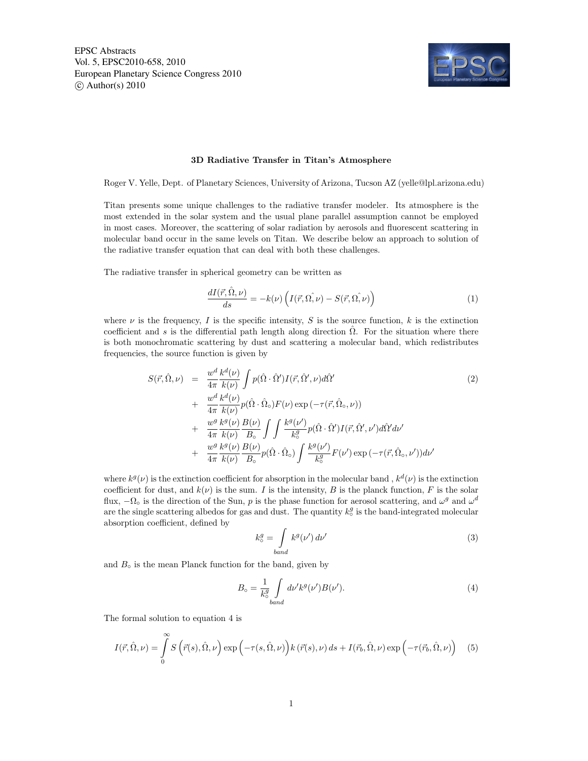EPSC Abstracts
Vol. 5, EPSC2010-658, 2010
European Planetary Science Congress 2010
© Author(s) 2010

### 3D Radiative Transfer in Titan's Atmosphere

Roger V. Yelle, Dept. of Planetary Sciences, University of Arizona, Tucson AZ (yelle@lpl.arizona.edu)

Titan presents some unique challenges to the radiative transfer modeler. Its atmosphere is the most extended in the solar system and the usual plane parallel assumption cannot be employed in most cases. Moreover, the scattering of solar radiation by aerosols and fluorescent scattering in molecular band occur in the same levels on Titan. We describe below an approach to solution of the radiative transfer equation that can deal with both these challenges.

The radiative transfer in spherical geometry can be written as

$$\frac{dI(\vec{r},\hat{\Omega},\nu)}{ds} = -k(\nu)\left(I(\vec{r},\hat{\Omega},\nu) - S(\vec{r},\hat{\Omega},\nu)\right) \tag{1}$$

where $\nu$ is the frequency, $I$ is the specific intensity, $S$ is the source function, $k$ is the extinction coefficient and $s$ is the differential path length along direction $\hat{\Omega}$. For the situation where there is both monochromatic scattering by dust and scattering a molecular band, which redistributes frequencies, the source function is given by

$$\begin{aligned}
S(\vec{r},\hat{\Omega},\nu) &= \frac{w^d}{4\pi}\frac{k^d(\nu)}{k(\nu)}\int p(\hat{\Omega}\cdot\hat{\Omega}')I(\vec{r},\hat{\Omega}',\nu)d\hat{\Omega}' \\
&+ \frac{w^d}{4\pi}\frac{k^d(\nu)}{k(\nu)}p(\hat{\Omega}\cdot\hat{\Omega}_\circ)F(\nu)\exp\left(-\tau(\vec{r},\hat{\Omega}_\circ,\nu)\right) \\
&+ \frac{w^g}{4\pi}\frac{k^g(\nu)}{k(\nu)}\frac{B(\nu)}{B_\circ}\int\int\frac{k^g(\nu')}{k^g_\circ}p(\hat{\Omega}\cdot\hat{\Omega}')I(\vec{r},\hat{\Omega}',\nu')d\hat{\Omega}'d\nu' \\
&+ \frac{w^g}{4\pi}\frac{k^g(\nu)}{k(\nu)}\frac{B(\nu)}{B_\circ}p(\hat{\Omega}\cdot\hat{\Omega}_\circ)\int\frac{k^g(\nu')}{k^g_\circ}F(\nu')\exp\left(-\tau(\vec{r},\hat{\Omega}_\circ,\nu')\right)d\nu'
\end{aligned} \tag{2}$$

where $k^g(\nu)$ is the extinction coefficient for absorption in the molecular band , $k^d(\nu)$ is the extinction coefficient for dust, and $k(\nu)$ is the sum. $I$ is the intensity, $B$ is the planck function, $F$ is the solar flux, $-\Omega_\circ$ is the direction of the Sun, $p$ is the phase function for aerosol scattering, and $\omega^g$ and $\omega^d$ are the single scattering albedos for gas and dust. The quantity $k^g_\circ$ is the band-integrated molecular absorption coefficient, defined by

$$k^g_\circ = \int_{band} k^g(\nu')\,d\nu' \tag{3}$$

and $B_\circ$ is the mean Planck function for the band, given by

$$B_\circ = \frac{1}{k^g_\circ}\int_{band} d\nu' k^g(\nu')B(\nu'). \tag{4}$$

The formal solution to equation 4 is

$$I(\vec{r},\hat{\Omega},\nu) = \int_0^\infty S\left(\vec{r}(s),\hat{\Omega},\nu\right)\exp\left(-\tau(s,\hat{\Omega},\nu)\right)k\left(\vec{r}(s),\nu\right)ds + I(\vec{r}_b,\hat{\Omega},\nu)\exp\left(-\tau(\vec{r}_b,\hat{\Omega},\nu)\right) \tag{5}$$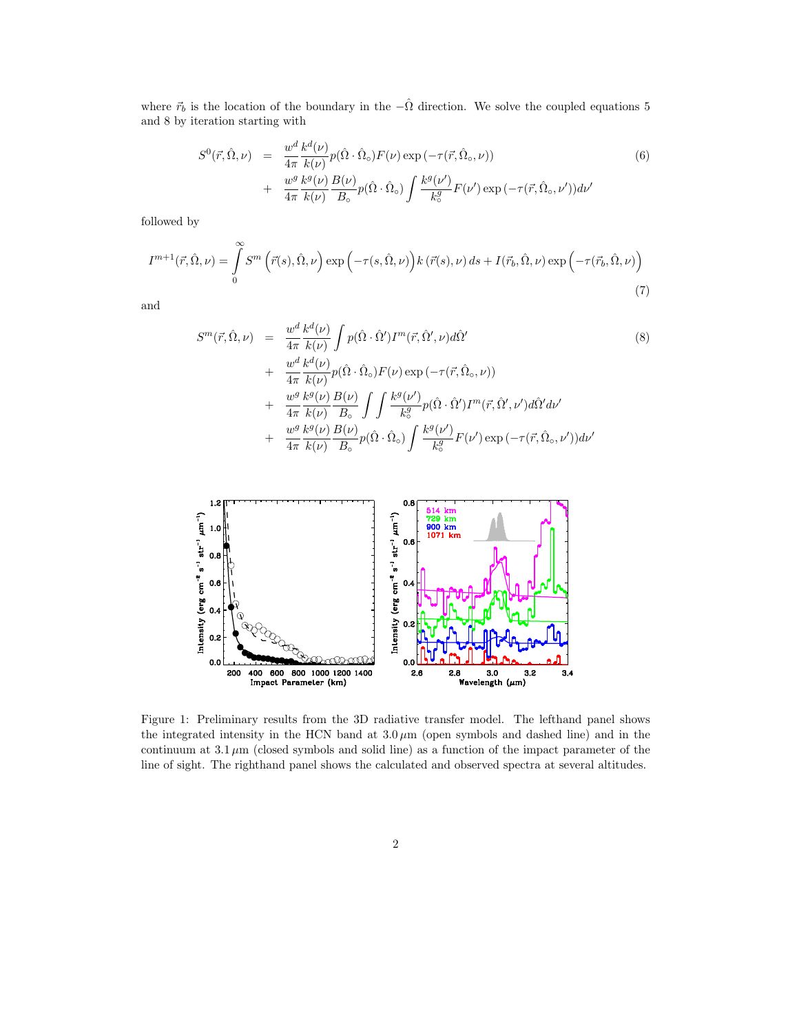where $\vec{r}_b$ is the location of the boundary in the $-\hat{\Omega}$ direction. We solve the coupled equations 5 and 8 by iteration starting with

$$
\begin{aligned}
S^0(\vec{r},\hat{\Omega},\nu) &= \frac{w^d}{4\pi}\frac{k^d(\nu)}{k(\nu)}p(\hat{\Omega}\cdot\hat{\Omega}_\circ)F(\nu)\exp\left(-\tau(\vec{r},\hat{\Omega}_\circ,\nu)\right) \\
&+ \frac{w^g}{4\pi}\frac{k^g(\nu)}{k(\nu)}\frac{B(\nu)}{B_\circ}p(\hat{\Omega}\cdot\hat{\Omega}_\circ)\int\frac{k^g(\nu')}{k^g_\circ}F(\nu')\exp\left(-\tau(\vec{r},\hat{\Omega}_\circ,\nu')\right)d\nu'
\end{aligned}
\tag{6}
$$

followed by

$$
I^{m+1}(\vec{r},\hat{\Omega},\nu) = \int_0^\infty S^m\left(\vec{r}(s),\hat{\Omega},\nu\right)\exp\left(-\tau(s,\hat{\Omega},\nu)\right)k\left(\vec{r}(s),\nu\right)ds + I(\vec{r}_b,\hat{\Omega},\nu)\exp\left(-\tau(\vec{r}_b,\hat{\Omega},\nu)\right)
\tag{7}
$$

and

$$
\begin{aligned}
S^m(\vec{r},\hat{\Omega},\nu) &= \frac{w^d}{4\pi}\frac{k^d(\nu)}{k(\nu)}\int p(\hat{\Omega}\cdot\hat{\Omega}')I^m(\vec{r},\hat{\Omega}',\nu)d\hat{\Omega}' \\
&+ \frac{w^d}{4\pi}\frac{k^d(\nu)}{k(\nu)}p(\hat{\Omega}\cdot\hat{\Omega}_\circ)F(\nu)\exp\left(-\tau(\vec{r},\hat{\Omega}_\circ,\nu)\right) \\
&+ \frac{w^g}{4\pi}\frac{k^g(\nu)}{k(\nu)}\frac{B(\nu)}{B_\circ}\int\int\frac{k^g(\nu')}{k^g_\circ}p(\hat{\Omega}\cdot\hat{\Omega}')I^m(\vec{r},\hat{\Omega}',\nu')d\hat{\Omega}'d\nu' \\
&+ \frac{w^g}{4\pi}\frac{k^g(\nu)}{k(\nu)}\frac{B(\nu)}{B_\circ}p(\hat{\Omega}\cdot\hat{\Omega}_\circ)\int\frac{k^g(\nu')}{k^g_\circ}F(\nu')\exp\left(-\tau(\vec{r},\hat{\Omega}_\circ,\nu')\right)d\nu'
\end{aligned}
\tag{8}
$$

Intensity (erg cm$^{-2}$ s$^{-1}$ str$^{-1}$ $\mu$m$^{-1}$)
1.2
1.0
0.8
0.6
0.4
0.2
0.0
200 400 600 800 1000 1200 1400
Impact Parameter (km)

Intensity (erg cm$^{-2}$ s$^{-1}$ str$^{-1}$ $\mu$m$^{-1}$)
0.8
0.6
0.4
0.2
0.0
514 km
729 km
900 km
1071 km
2.6 2.8 3.0 3.2 3.4
Wavelength ($\mu$m)

Figure 1: Preliminary results from the 3D radiative transfer model. The lefthand panel shows the integrated intensity in the HCN band at $3.0\,\mu$m (open symbols and dashed line) and in the continuum at $3.1\,\mu$m (closed symbols and solid line) as a function of the impact parameter of the line of sight. The righthand panel shows the calculated and observed spectra at several altitudes.